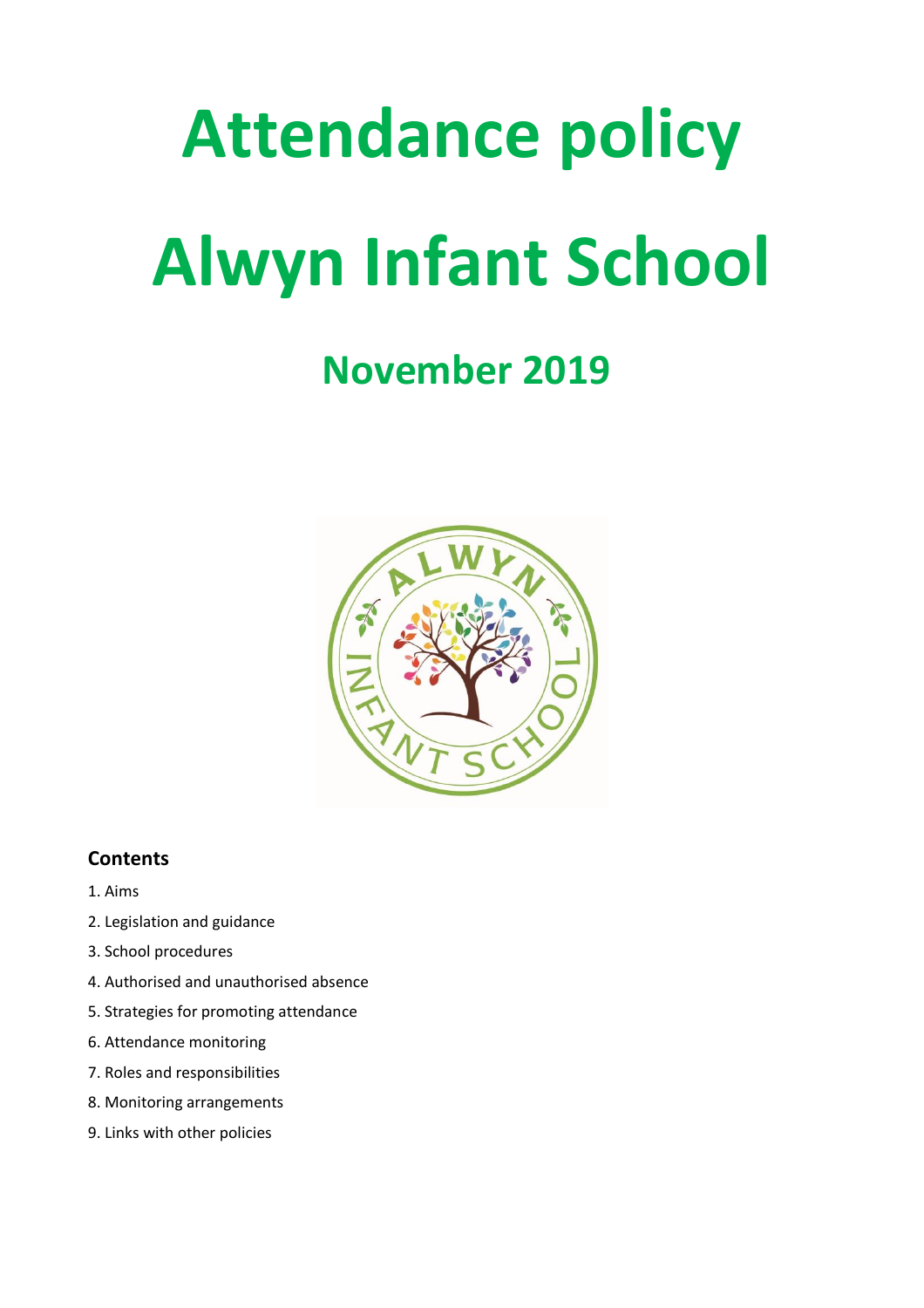# Attendance policy

# Alwyn Infant School

## November 2019

### Contents

1. Aims
2. Legislation and guidance
3. School procedures
4. Authorised and unauthorised absence
5. Strategies for promoting attendance
6. Attendance monitoring
7. Roles and responsibilities
8. Monitoring arrangements
9. Links with other policies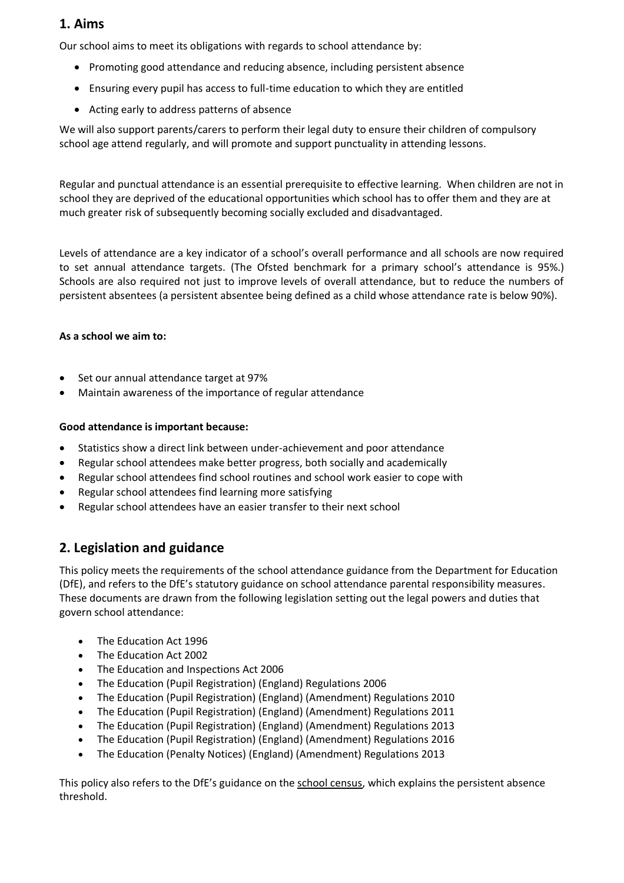## 1. Aims

Our school aims to meet its obligations with regards to school attendance by:

- Promoting good attendance and reducing absence, including persistent absence
- Ensuring every pupil has access to full-time education to which they are entitled
- Acting early to address patterns of absence

We will also support parents/carers to perform their legal duty to ensure their children of compulsory school age attend regularly, and will promote and support punctuality in attending lessons.

Regular and punctual attendance is an essential prerequisite to effective learning. When children are not in school they are deprived of the educational opportunities which school has to offer them and they are at much greater risk of subsequently becoming socially excluded and disadvantaged.

Levels of attendance are a key indicator of a school's overall performance and all schools are now required to set annual attendance targets. (The Ofsted benchmark for a primary school's attendance is 95%.) Schools are also required not just to improve levels of overall attendance, but to reduce the numbers of persistent absentees (a persistent absentee being defined as a child whose attendance rate is below 90%).

**As a school we aim to:**

- Set our annual attendance target at 97%
- Maintain awareness of the importance of regular attendance

**Good attendance is important because:**

- Statistics show a direct link between under-achievement and poor attendance
- Regular school attendees make better progress, both socially and academically
- Regular school attendees find school routines and school work easier to cope with
- Regular school attendees find learning more satisfying
- Regular school attendees have an easier transfer to their next school

## 2. Legislation and guidance

This policy meets the requirements of the school attendance guidance from the Department for Education (DfE), and refers to the DfE's statutory guidance on school attendance parental responsibility measures. These documents are drawn from the following legislation setting out the legal powers and duties that govern school attendance:

- The Education Act 1996
- The Education Act 2002
- The Education and Inspections Act 2006
- The Education (Pupil Registration) (England) Regulations 2006
- The Education (Pupil Registration) (England) (Amendment) Regulations 2010
- The Education (Pupil Registration) (England) (Amendment) Regulations 2011
- The Education (Pupil Registration) (England) (Amendment) Regulations 2013
- The Education (Pupil Registration) (England) (Amendment) Regulations 2016
- The Education (Penalty Notices) (England) (Amendment) Regulations 2013

This policy also refers to the DfE's guidance on the school census, which explains the persistent absence threshold.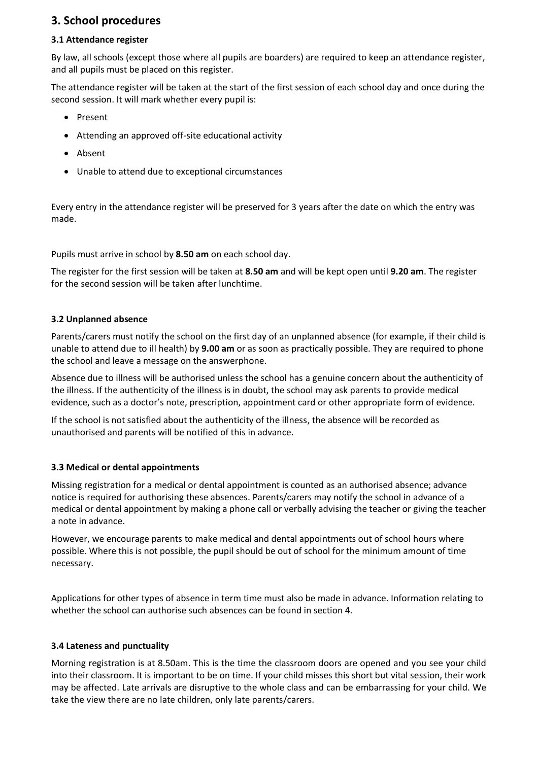## 3. School procedures

### 3.1 Attendance register

By law, all schools (except those where all pupils are boarders) are required to keep an attendance register, and all pupils must be placed on this register.

The attendance register will be taken at the start of the first session of each school day and once during the second session. It will mark whether every pupil is:

- Present
- Attending an approved off-site educational activity
- Absent
- Unable to attend due to exceptional circumstances

Every entry in the attendance register will be preserved for 3 years after the date on which the entry was made.

Pupils must arrive in school by **8.50 am** on each school day.

The register for the first session will be taken at **8.50 am** and will be kept open until **9.20 am**. The register for the second session will be taken after lunchtime.

### 3.2 Unplanned absence

Parents/carers must notify the school on the first day of an unplanned absence (for example, if their child is unable to attend due to ill health) by **9.00 am** or as soon as practically possible. They are required to phone the school and leave a message on the answerphone.

Absence due to illness will be authorised unless the school has a genuine concern about the authenticity of the illness. If the authenticity of the illness is in doubt, the school may ask parents to provide medical evidence, such as a doctor's note, prescription, appointment card or other appropriate form of evidence.

If the school is not satisfied about the authenticity of the illness, the absence will be recorded as unauthorised and parents will be notified of this in advance.

### 3.3 Medical or dental appointments

Missing registration for a medical or dental appointment is counted as an authorised absence; advance notice is required for authorising these absences. Parents/carers may notify the school in advance of a medical or dental appointment by making a phone call or verbally advising the teacher or giving the teacher a note in advance.

However, we encourage parents to make medical and dental appointments out of school hours where possible. Where this is not possible, the pupil should be out of school for the minimum amount of time necessary.

Applications for other types of absence in term time must also be made in advance. Information relating to whether the school can authorise such absences can be found in section 4.

### 3.4 Lateness and punctuality

Morning registration is at 8.50am. This is the time the classroom doors are opened and you see your child into their classroom. It is important to be on time. If your child misses this short but vital session, their work may be affected. Late arrivals are disruptive to the whole class and can be embarrassing for your child. We take the view there are no late children, only late parents/carers.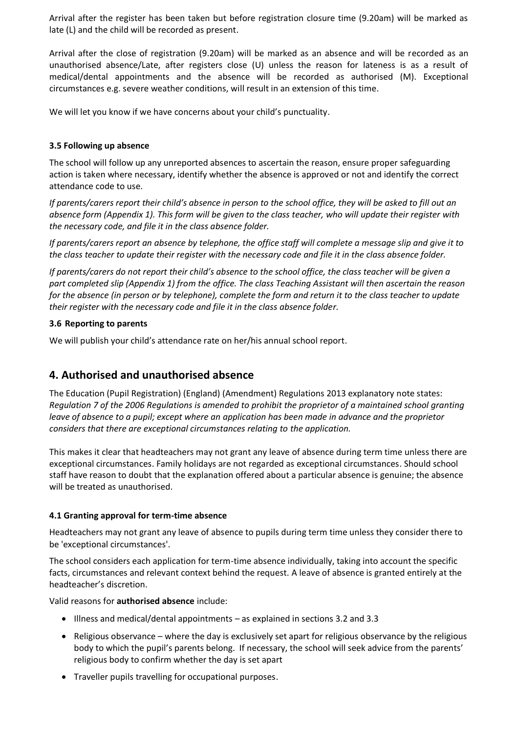Arrival after the register has been taken but before registration closure time (9.20am) will be marked as late (L) and the child will be recorded as present.

Arrival after the close of registration (9.20am) will be marked as an absence and will be recorded as an unauthorised absence/Late, after registers close (U) unless the reason for lateness is as a result of medical/dental appointments and the absence will be recorded as authorised (M). Exceptional circumstances e.g. severe weather conditions, will result in an extension of this time.

We will let you know if we have concerns about your child's punctuality.

### 3.5 Following up absence

The school will follow up any unreported absences to ascertain the reason, ensure proper safeguarding action is taken where necessary, identify whether the absence is approved or not and identify the correct attendance code to use.

*If parents/carers report their child's absence in person to the school office, they will be asked to fill out an absence form (Appendix 1). This form will be given to the class teacher, who will update their register with the necessary code, and file it in the class absence folder.*

*If parents/carers report an absence by telephone, the office staff will complete a message slip and give it to the class teacher to update their register with the necessary code and file it in the class absence folder.*

*If parents/carers do not report their child's absence to the school office, the class teacher will be given a part completed slip (Appendix 1) from the office. The class Teaching Assistant will then ascertain the reason for the absence (in person or by telephone), complete the form and return it to the class teacher to update their register with the necessary code and file it in the class absence folder.*

### 3.6 Reporting to parents

We will publish your child's attendance rate on her/his annual school report.

## 4. Authorised and unauthorised absence

The Education (Pupil Registration) (England) (Amendment) Regulations 2013 explanatory note states: *Regulation 7 of the 2006 Regulations is amended to prohibit the proprietor of a maintained school granting leave of absence to a pupil; except where an application has been made in advance and the proprietor considers that there are exceptional circumstances relating to the application.*

This makes it clear that headteachers may not grant any leave of absence during term time unless there are exceptional circumstances. Family holidays are not regarded as exceptional circumstances. Should school staff have reason to doubt that the explanation offered about a particular absence is genuine; the absence will be treated as unauthorised.

### 4.1 Granting approval for term-time absence

Headteachers may not grant any leave of absence to pupils during term time unless they consider there to be 'exceptional circumstances'.

The school considers each application for term-time absence individually, taking into account the specific facts, circumstances and relevant context behind the request. A leave of absence is granted entirely at the headteacher's discretion.

Valid reasons for **authorised absence** include:

- Illness and medical/dental appointments – as explained in sections 3.2 and 3.3
- Religious observance – where the day is exclusively set apart for religious observance by the religious body to which the pupil's parents belong. If necessary, the school will seek advice from the parents' religious body to confirm whether the day is set apart
- Traveller pupils travelling for occupational purposes.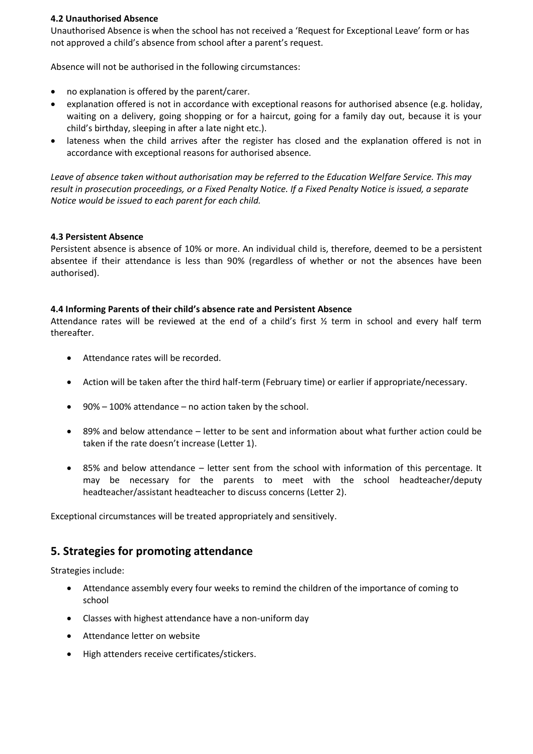**4.2 Unauthorised Absence**

Unauthorised Absence is when the school has not received a 'Request for Exceptional Leave' form or has not approved a child's absence from school after a parent's request.

Absence will not be authorised in the following circumstances:

- no explanation is offered by the parent/carer.
- explanation offered is not in accordance with exceptional reasons for authorised absence (e.g. holiday, waiting on a delivery, going shopping or for a haircut, going for a family day out, because it is your child's birthday, sleeping in after a late night etc.).
- lateness when the child arrives after the register has closed and the explanation offered is not in accordance with exceptional reasons for authorised absence.

*Leave of absence taken without authorisation may be referred to the Education Welfare Service. This may result in prosecution proceedings, or a Fixed Penalty Notice. If a Fixed Penalty Notice is issued, a separate Notice would be issued to each parent for each child.*

**4.3 Persistent Absence**

Persistent absence is absence of 10% or more. An individual child is, therefore, deemed to be a persistent absentee if their attendance is less than 90% (regardless of whether or not the absences have been authorised).

**4.4 Informing Parents of their child's absence rate and Persistent Absence**

Attendance rates will be reviewed at the end of a child's first ½ term in school and every half term thereafter.

- Attendance rates will be recorded.
- Action will be taken after the third half-term (February time) or earlier if appropriate/necessary.
- 90% – 100% attendance – no action taken by the school.
- 89% and below attendance – letter to be sent and information about what further action could be taken if the rate doesn't increase (Letter 1).
- 85% and below attendance – letter sent from the school with information of this percentage. It may be necessary for the parents to meet with the school headteacher/deputy headteacher/assistant headteacher to discuss concerns (Letter 2).

Exceptional circumstances will be treated appropriately and sensitively.

## 5. Strategies for promoting attendance

Strategies include:

- Attendance assembly every four weeks to remind the children of the importance of coming to school
- Classes with highest attendance have a non-uniform day
- Attendance letter on website
- High attenders receive certificates/stickers.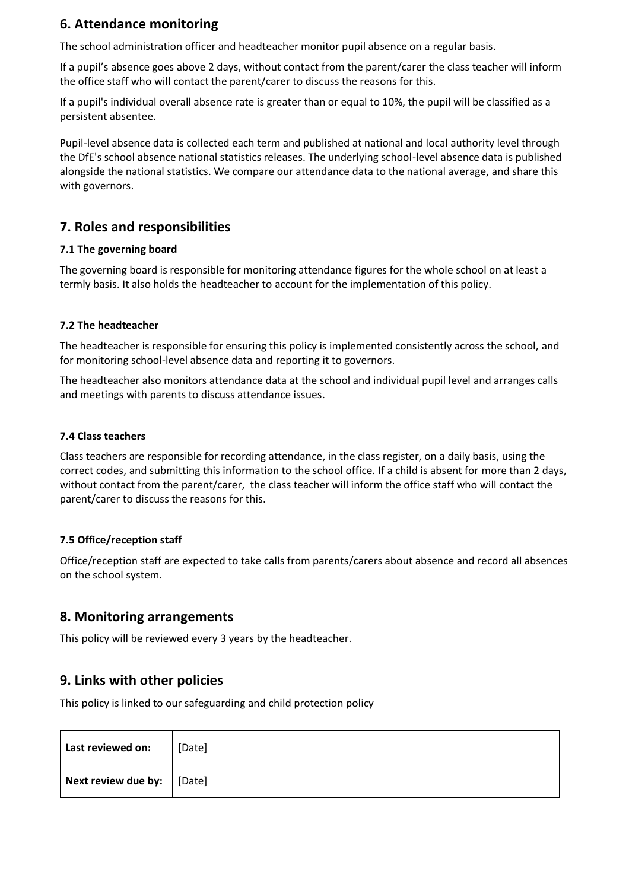## 6. Attendance monitoring

The school administration officer and headteacher monitor pupil absence on a regular basis.

If a pupil's absence goes above 2 days, without contact from the parent/carer the class teacher will inform the office staff who will contact the parent/carer to discuss the reasons for this.

If a pupil's individual overall absence rate is greater than or equal to 10%, the pupil will be classified as a persistent absentee.

Pupil-level absence data is collected each term and published at national and local authority level through the DfE's school absence national statistics releases. The underlying school-level absence data is published alongside the national statistics. We compare our attendance data to the national average, and share this with governors.

## 7. Roles and responsibilities

### 7.1 The governing board

The governing board is responsible for monitoring attendance figures for the whole school on at least a termly basis. It also holds the headteacher to account for the implementation of this policy.

### 7.2 The headteacher

The headteacher is responsible for ensuring this policy is implemented consistently across the school, and for monitoring school-level absence data and reporting it to governors.

The headteacher also monitors attendance data at the school and individual pupil level and arranges calls and meetings with parents to discuss attendance issues.

### 7.4 Class teachers

Class teachers are responsible for recording attendance, in the class register, on a daily basis, using the correct codes, and submitting this information to the school office. If a child is absent for more than 2 days, without contact from the parent/carer, the class teacher will inform the office staff who will contact the parent/carer to discuss the reasons for this.

### 7.5 Office/reception staff

Office/reception staff are expected to take calls from parents/carers about absence and record all absences on the school system.

## 8. Monitoring arrangements

This policy will be reviewed every 3 years by the headteacher.

## 9. Links with other policies

This policy is linked to our safeguarding and child protection policy

| | |
|---|---|
| **Last reviewed on:** | [Date] |
| **Next review due by:** | [Date] |